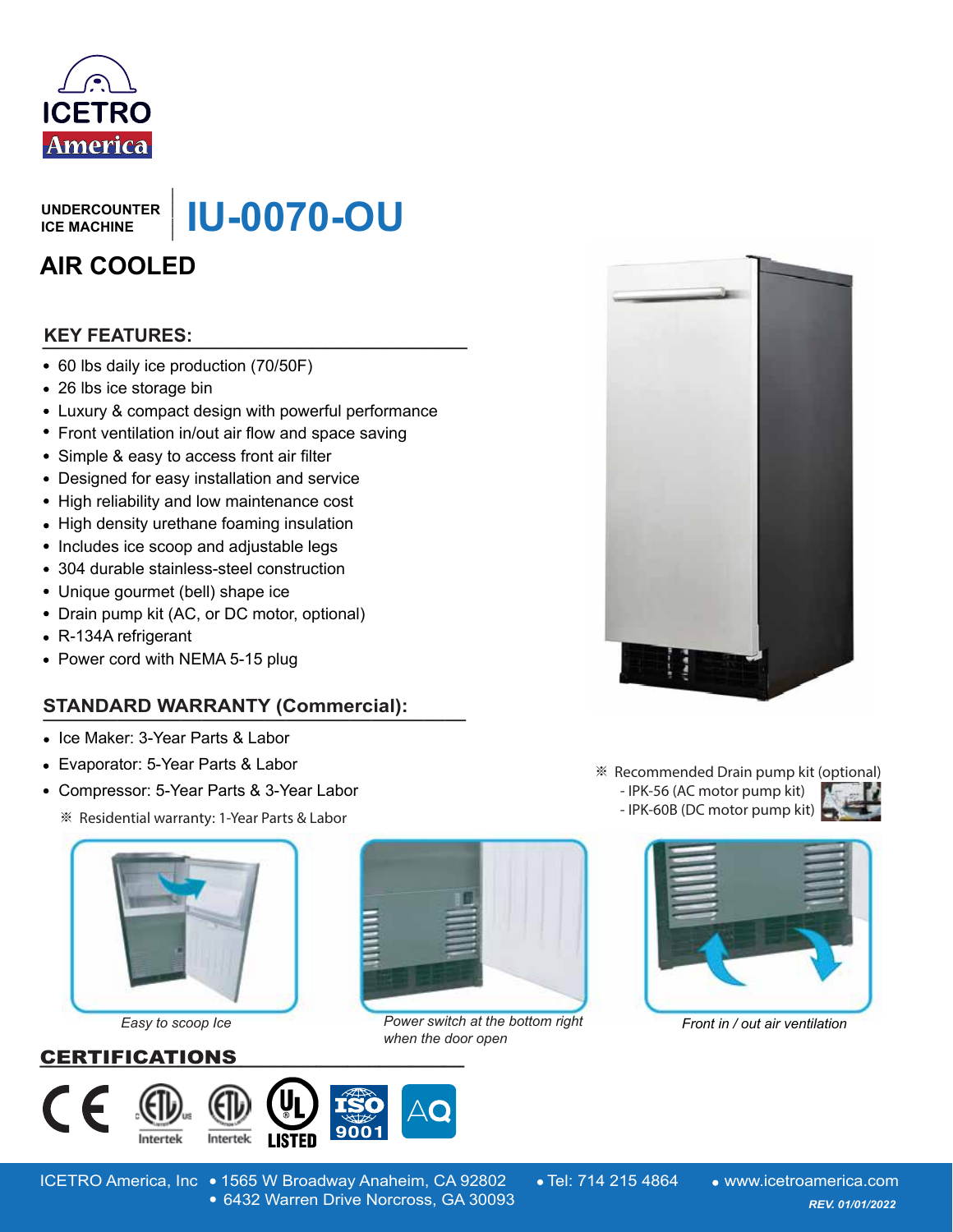ICETRO America

UNDERCOUNTER ICE MACHINE

# IU-0070-OU

## AIR COOLED

### KEY FEATURES:

- 60 lbs daily ice production (70/50F)
- 26 lbs ice storage bin
- Luxury & compact design with powerful performance
- Front ventilation in/out air flow and space saving
- Simple & easy to access front air filter
- Designed for easy installation and service
- High reliability and low maintenance cost
- High density urethane foaming insulation
- Includes ice scoop and adjustable legs
- 304 durable stainless-steel construction
- Unique gourmet (bell) shape ice
- Drain pump kit (AC, or DC motor, optional)
- R-134A refrigerant
- Power cord with NEMA 5-15 plug

### STANDARD WARRANTY (Commercial):

- Ice Maker: 3-Year Parts & Labor
- Evaporator: 5-Year Parts & Labor
- Compressor: 5-Year Parts & 3-Year Labor

※ Residential warranty: 1-Year Parts & Labor

※ Recommended Drain pump kit (optional)
- IPK-56 (AC motor pump kit)
- IPK-60B (DC motor pump kit)

*Easy to scoop Ice*

*Power switch at the bottom right when the door open*

*Front in / out air ventilation*

### CERTIFICATIONS

CE, ETL (Intertek), ETL Sanitation (Intertek), UL LISTED, ISO 9001, AQ

ICETRO America, Inc • 1565 W Broadway Anaheim, CA 92802 • 6432 Warren Drive Norcross, GA 30093 • Tel: 714 215 4864 • www.icetroamerica.com

*REV. 01/01/2022*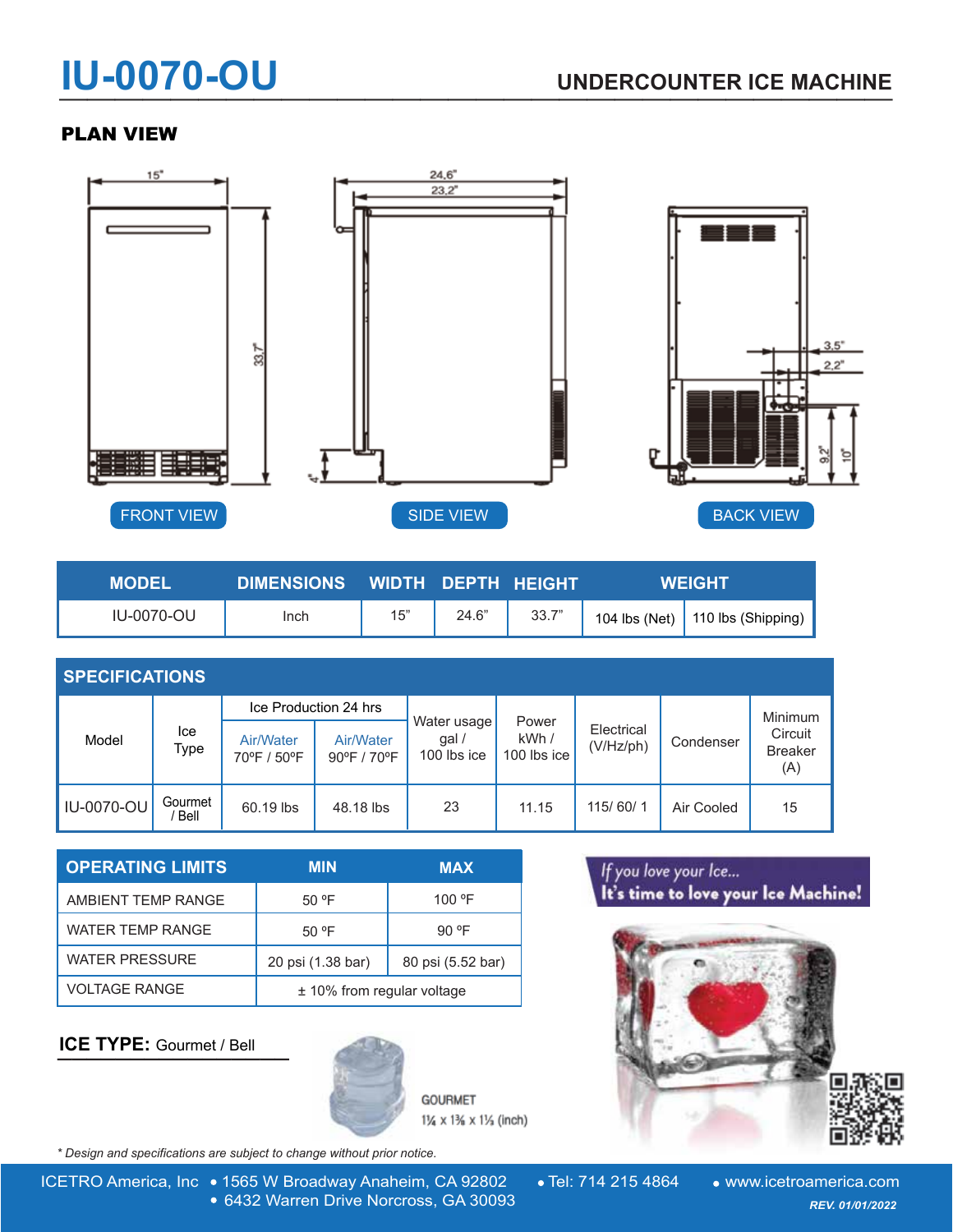# IU-0070-OU

## UNDERCOUNTER ICE MACHINE

### PLAN VIEW

15"

33.7"

24.6"

23.2"

4"

3.5"

2.2"

9.2"

10"

FRONT VIEW

SIDE VIEW

BACK VIEW

| MODEL | DIMENSIONS | WIDTH | DEPTH | HEIGHT | WEIGHT | |
|---|---|---|---|---|---|---|
| IU-0070-OU | Inch | 15" | 24.6" | 33.7" | 104 lbs (Net) | 110 lbs (Shipping) |

### SPECIFICATIONS

| Model | Ice Type | Ice Production 24 hrs | | Water usage gal / 100 lbs ice | Power kWh / 100 lbs ice | Electrical (V/Hz/ph) | Condenser | Minimum Circuit Breaker (A) |
|---|---|---|---|---|---|---|---|---|
| | | Air/Water 70ºF / 50ºF | Air/Water 90ºF / 70ºF | | | | | |
| IU-0070-OU | Gourmet / Bell | 60.19 lbs | 48.18 lbs | 23 | 11.15 | 115/ 60/ 1 | Air Cooled | 15 |

| OPERATING LIMITS | MIN | MAX |
|---|---|---|
| AMBIENT TEMP RANGE | 50 ºF | 100 ºF |
| WATER TEMP RANGE | 50 ºF | 90 ºF |
| WATER PRESSURE | 20 psi (1.38 bar) | 80 psi (5.52 bar) |
| VOLTAGE RANGE | ± 10% from regular voltage | |

*If you love your Ice...*
**It's time to love your Ice Machine!**

**ICE TYPE:** Gourmet / Bell

GOURMET
1¼ x 1⅜ x 1½ (inch)

*\* Design and specifications are subject to change without prior notice.*

ICETRO America, Inc • 1565 W Broadway Anaheim, CA 92802 • 6432 Warren Drive Norcross, GA 30093 • Tel: 714 215 4864 • www.icetroamerica.com

*REV. 01/01/2022*